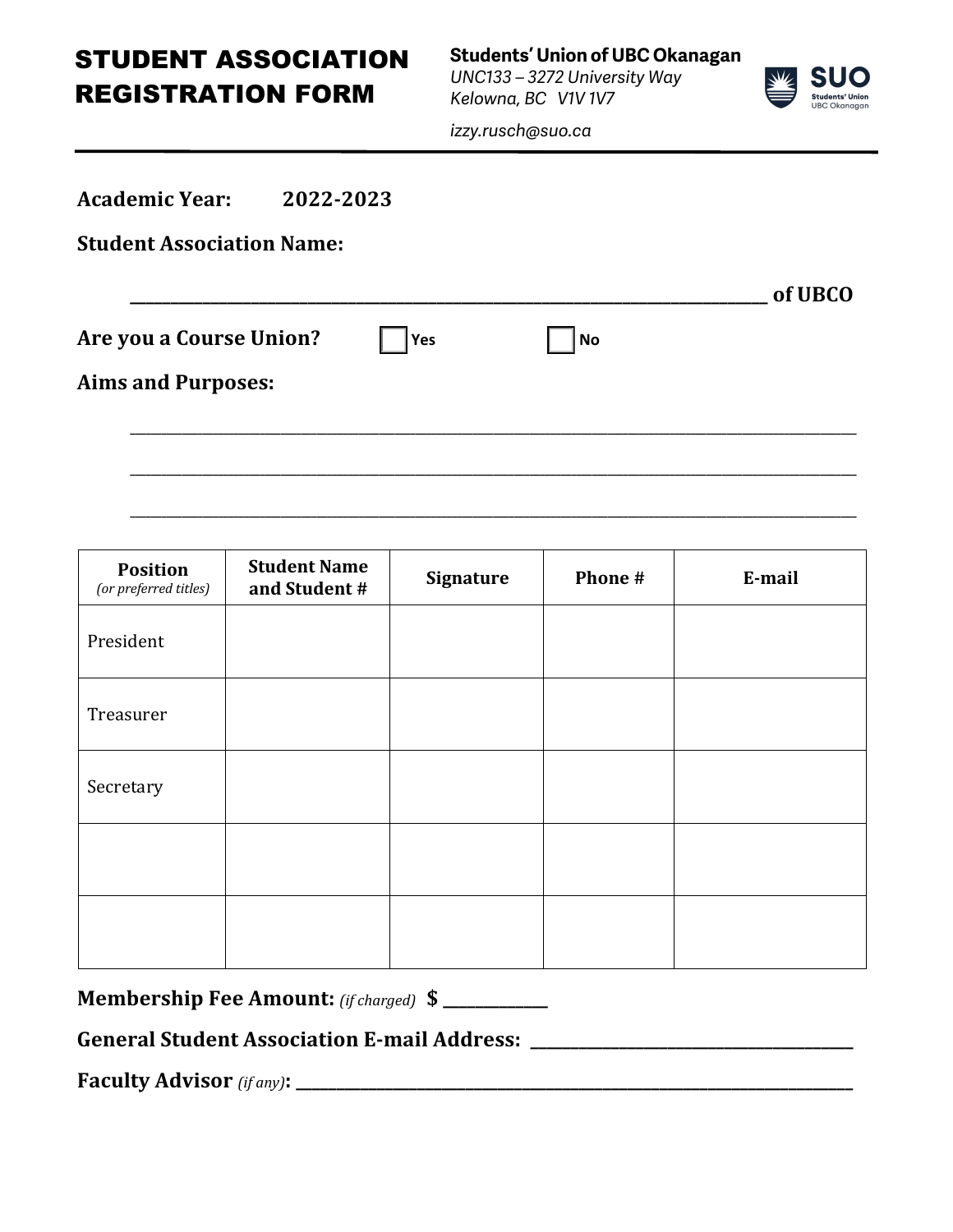# STUDENT ASSOCIATION REGISTRATION FORM

**Students' Union of UBC Okanagan**
*UNC133 – 3272 University Way*
*Kelowna, BC V1V 1V7*
*izzy.rusch@suo.ca*

---

**Academic Year:** **2022-2023**

**Student Association Name:**

______________________________________________________________ **of UBCO**

**Are you a Course Union?** ☐ **Yes** ☐ **No**

**Aims and Purposes:**

________________________________________________________________________

________________________________________________________________________

________________________________________________________________________

| **Position** *(or preferred titles)* | **Student Name and Student #** | **Signature** | **Phone #** | **E-mail** |
|---|---|---|---|---|
| President | | | | |
| Treasurer | | | | |
| Secretary | | | | |
| | | | | |
| | | | | |

**Membership Fee Amount:** *(if charged)* **$** ___________

**General Student Association E-mail Address:** _________________________________

**Faculty Advisor** *(if any)***:** ______________________________________________________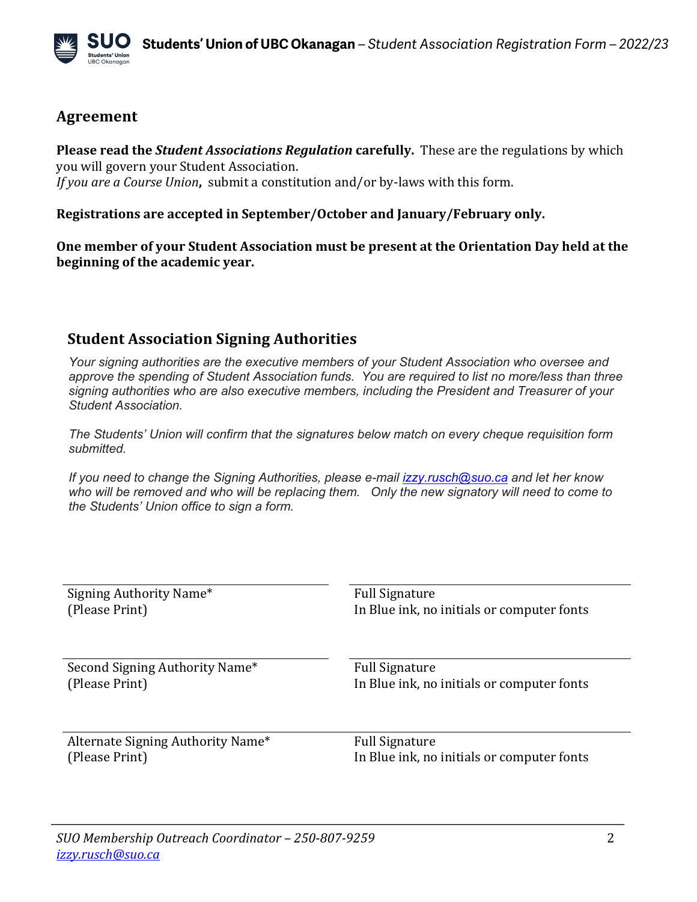## Agreement

**Please read the *Student Associations Regulation* carefully.** These are the regulations by which you will govern your Student Association.
*If you are a Course Union*, submit a constitution and/or by-laws with this form.

**Registrations are accepted in September/October and January/February only.**

**One member of your Student Association must be present at the Orientation Day held at the beginning of the academic year.**

## Student Association Signing Authorities

*Your signing authorities are the executive members of your Student Association who oversee and approve the spending of Student Association funds. You are required to list no more/less than three signing authorities who are also executive members, including the President and Treasurer of your Student Association.*

*The Students' Union will confirm that the signatures below match on every cheque requisition form submitted.*

*If you need to change the Signing Authorities, please e-mail [izzy.rusch@suo.ca](mailto:izzy.rusch@suo.ca) and let her know who will be removed and who will be replacing them. Only the new signatory will need to come to the Students' Union office to sign a form.*

| Signing Authority Name* (Please Print) | Full Signature In Blue ink, no initials or computer fonts |
|---|---|
| Second Signing Authority Name* (Please Print) | Full Signature In Blue ink, no initials or computer fonts |
| Alternate Signing Authority Name* (Please Print) | Full Signature In Blue ink, no initials or computer fonts |

*SUO Membership Outreach Coordinator – 250-807-9259*
*[izzy.rusch@suo.ca](mailto:izzy.rusch@suo.ca)*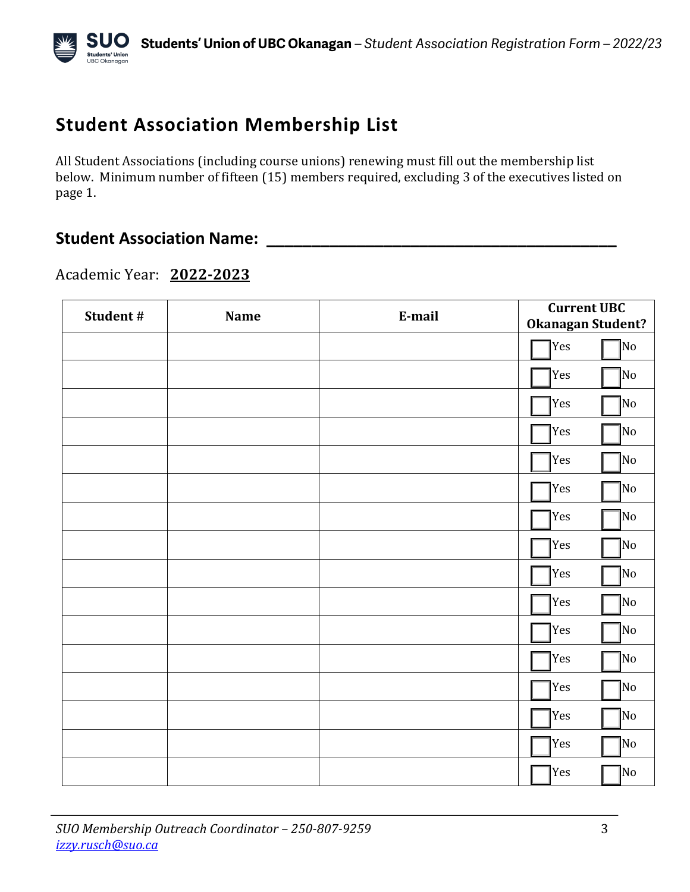## Student Association Membership List

All Student Associations (including course unions) renewing must fill out the membership list below. Minimum number of fifteen (15) members required, excluding 3 of the executives listed on page 1.

### Student Association Name: ________________________________________

Academic Year: **2022-2023**

| Student # | Name | E-mail | Current UBC Okanagan Student? |
|---|---|---|---|
| | | | ☐ Yes ☐ No |
| | | | ☐ Yes ☐ No |
| | | | ☐ Yes ☐ No |
| | | | ☐ Yes ☐ No |
| | | | ☐ Yes ☐ No |
| | | | ☐ Yes ☐ No |
| | | | ☐ Yes ☐ No |
| | | | ☐ Yes ☐ No |
| | | | ☐ Yes ☐ No |
| | | | ☐ Yes ☐ No |
| | | | ☐ Yes ☐ No |
| | | | ☐ Yes ☐ No |
| | | | ☐ Yes ☐ No |
| | | | ☐ Yes ☐ No |
| | | | ☐ Yes ☐ No |
| | | | ☐ Yes ☐ No |

*SUO Membership Outreach Coordinator – 250-807-9259*
*izzy.rusch@suo.ca*